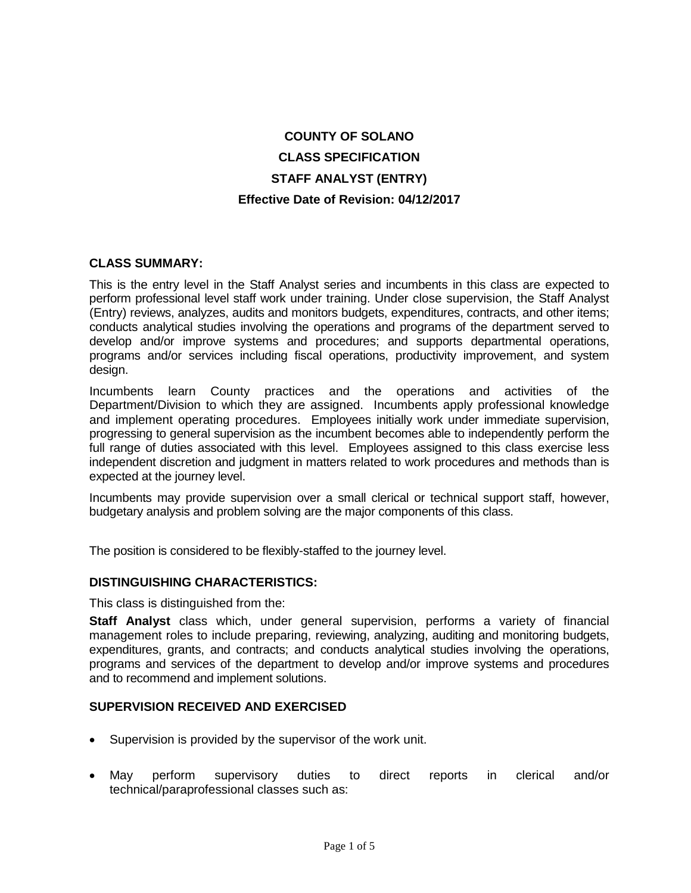# COUNTY OF SOLANO

# CLASS SPECIFICATION

# STAFF ANALYST (ENTRY)

**Effective Date of Revision: 04/12/2017**

## CLASS SUMMARY:

This is the entry level in the Staff Analyst series and incumbents in this class are expected to perform professional level staff work under training. Under close supervision, the Staff Analyst (Entry) reviews, analyzes, audits and monitors budgets, expenditures, contracts, and other items; conducts analytical studies involving the operations and programs of the department served to develop and/or improve systems and procedures; and supports departmental operations, programs and/or services including fiscal operations, productivity improvement, and system design.

Incumbents learn County practices and the operations and activities of the Department/Division to which they are assigned. Incumbents apply professional knowledge and implement operating procedures. Employees initially work under immediate supervision, progressing to general supervision as the incumbent becomes able to independently perform the full range of duties associated with this level. Employees assigned to this class exercise less independent discretion and judgment in matters related to work procedures and methods than is expected at the journey level.

Incumbents may provide supervision over a small clerical or technical support staff, however, budgetary analysis and problem solving are the major components of this class.

The position is considered to be flexibly-staffed to the journey level.

## DISTINGUISHING CHARACTERISTICS:

This class is distinguished from the:

**Staff Analyst** class which, under general supervision, performs a variety of financial management roles to include preparing, reviewing, analyzing, auditing and monitoring budgets, expenditures, grants, and contracts; and conducts analytical studies involving the operations, programs and services of the department to develop and/or improve systems and procedures and to recommend and implement solutions.

## SUPERVISION RECEIVED AND EXERCISED

- Supervision is provided by the supervisor of the work unit.
- May perform supervisory duties to direct reports in clerical and/or technical/paraprofessional classes such as: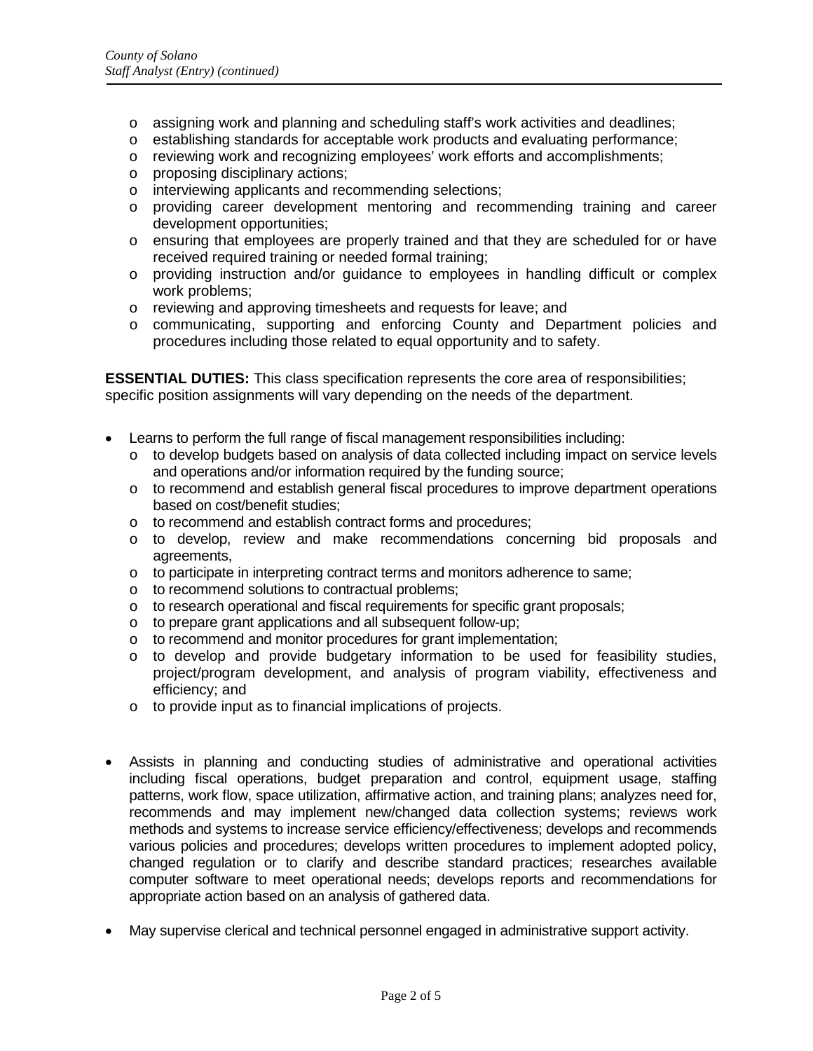- assigning work and planning and scheduling staff's work activities and deadlines;
  - establishing standards for acceptable work products and evaluating performance;
  - reviewing work and recognizing employees' work efforts and accomplishments;
  - proposing disciplinary actions;
  - interviewing applicants and recommending selections;
  - providing career development mentoring and recommending training and career development opportunities;
  - ensuring that employees are properly trained and that they are scheduled for or have received required training or needed formal training;
  - providing instruction and/or guidance to employees in handling difficult or complex work problems;
  - reviewing and approving timesheets and requests for leave; and
  - communicating, supporting and enforcing County and Department policies and procedures including those related to equal opportunity and to safety.

**ESSENTIAL DUTIES:** This class specification represents the core area of responsibilities; specific position assignments will vary depending on the needs of the department.

- Learns to perform the full range of fiscal management responsibilities including:
  - to develop budgets based on analysis of data collected including impact on service levels and operations and/or information required by the funding source;
  - to recommend and establish general fiscal procedures to improve department operations based on cost/benefit studies;
  - to recommend and establish contract forms and procedures;
  - to develop, review and make recommendations concerning bid proposals and agreements,
  - to participate in interpreting contract terms and monitors adherence to same;
  - to recommend solutions to contractual problems;
  - to research operational and fiscal requirements for specific grant proposals;
  - to prepare grant applications and all subsequent follow-up;
  - to recommend and monitor procedures for grant implementation;
  - to develop and provide budgetary information to be used for feasibility studies, project/program development, and analysis of program viability, effectiveness and efficiency; and
  - to provide input as to financial implications of projects.

- Assists in planning and conducting studies of administrative and operational activities including fiscal operations, budget preparation and control, equipment usage, staffing patterns, work flow, space utilization, affirmative action, and training plans; analyzes need for, recommends and may implement new/changed data collection systems; reviews work methods and systems to increase service efficiency/effectiveness; develops and recommends various policies and procedures; develops written procedures to implement adopted policy, changed regulation or to clarify and describe standard practices; researches available computer software to meet operational needs; develops reports and recommendations for appropriate action based on an analysis of gathered data.

- May supervise clerical and technical personnel engaged in administrative support activity.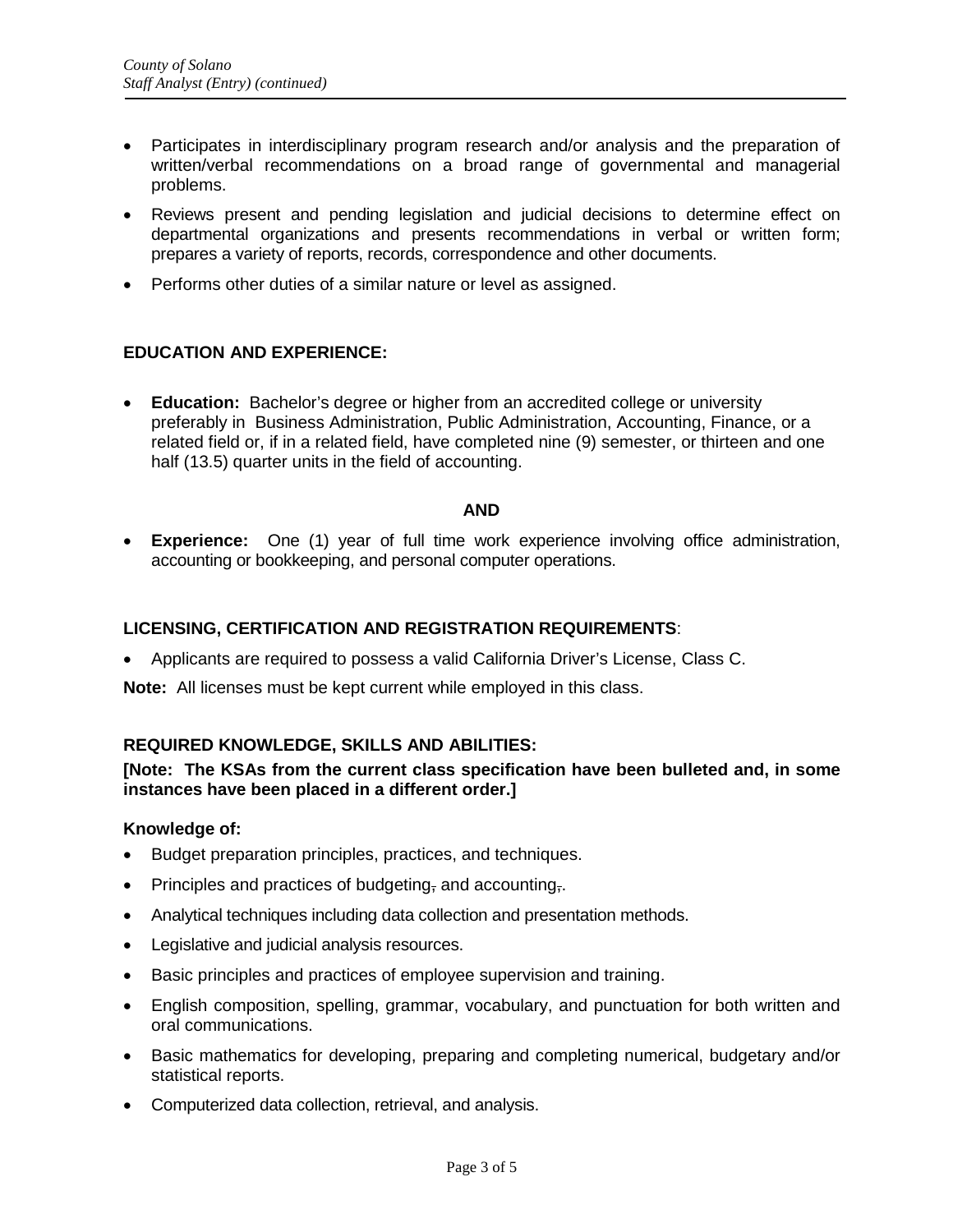- Participates in interdisciplinary program research and/or analysis and the preparation of written/verbal recommendations on a broad range of governmental and managerial problems.
- Reviews present and pending legislation and judicial decisions to determine effect on departmental organizations and presents recommendations in verbal or written form; prepares a variety of reports, records, correspondence and other documents.
- Performs other duties of a similar nature or level as assigned.

**EDUCATION AND EXPERIENCE:**

- **Education:** Bachelor's degree or higher from an accredited college or university preferably in Business Administration, Public Administration, Accounting, Finance, or a related field or, if in a related field, have completed nine (9) semester, or thirteen and one half (13.5) quarter units in the field of accounting.

**AND**

- **Experience:** One (1) year of full time work experience involving office administration, accounting or bookkeeping, and personal computer operations.

**LICENSING, CERTIFICATION AND REGISTRATION REQUIREMENTS**:

- Applicants are required to possess a valid California Driver's License, Class C.

**Note:** All licenses must be kept current while employed in this class.

**REQUIRED KNOWLEDGE, SKILLS AND ABILITIES:**

**[Note: The KSAs from the current class specification have been bulleted and, in some instances have been placed in a different order.]**

**Knowledge of:**

- Budget preparation principles, practices, and techniques.
- Principles and practices of budgeting~~,~~ and accounting~~,~~.
- Analytical techniques including data collection and presentation methods.
- Legislative and judicial analysis resources.
- Basic principles and practices of employee supervision and training.
- English composition, spelling, grammar, vocabulary, and punctuation for both written and oral communications.
- Basic mathematics for developing, preparing and completing numerical, budgetary and/or statistical reports.
- Computerized data collection, retrieval, and analysis.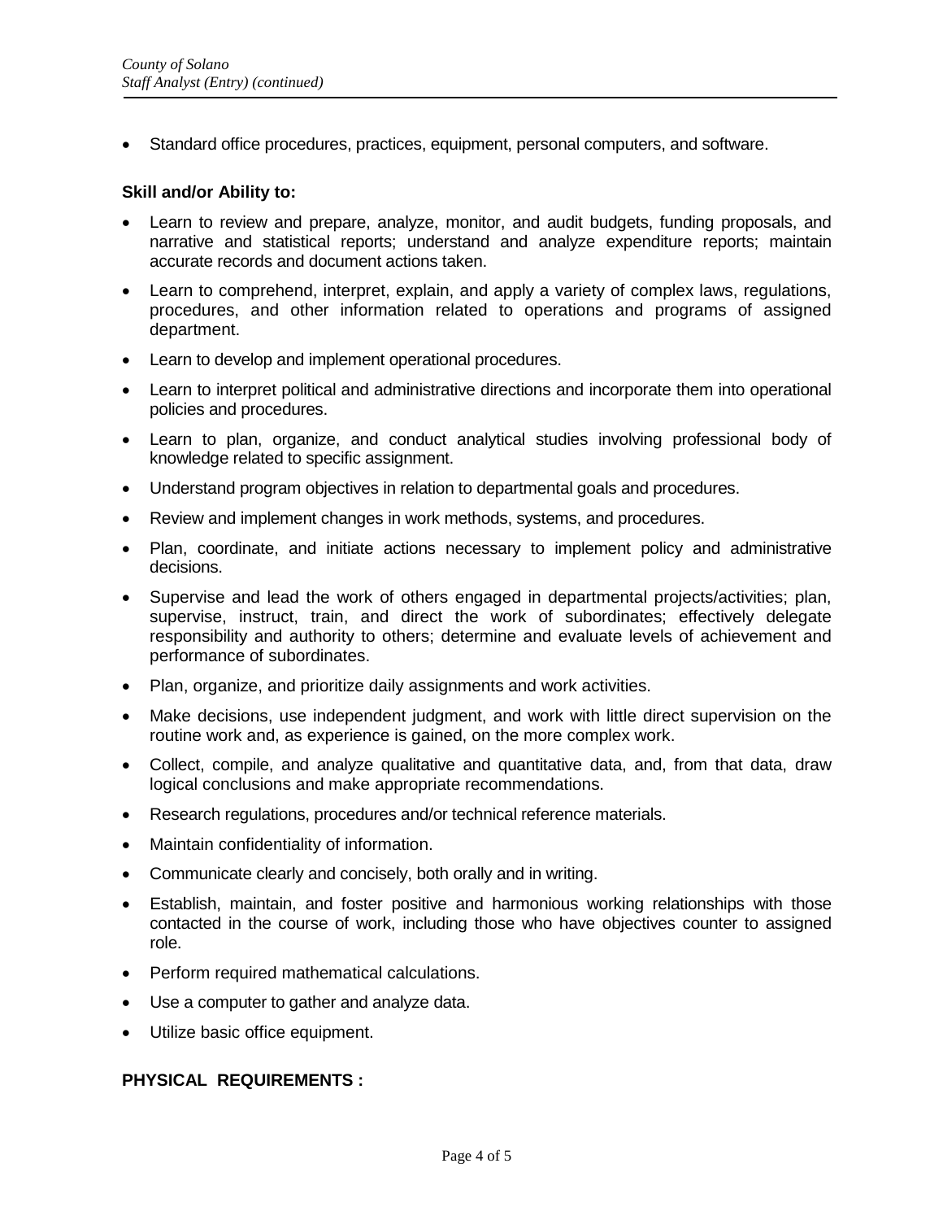- Standard office procedures, practices, equipment, personal computers, and software.

**Skill and/or Ability to:**

- Learn to review and prepare, analyze, monitor, and audit budgets, funding proposals, and narrative and statistical reports; understand and analyze expenditure reports; maintain accurate records and document actions taken.
- Learn to comprehend, interpret, explain, and apply a variety of complex laws, regulations, procedures, and other information related to operations and programs of assigned department.
- Learn to develop and implement operational procedures.
- Learn to interpret political and administrative directions and incorporate them into operational policies and procedures.
- Learn to plan, organize, and conduct analytical studies involving professional body of knowledge related to specific assignment.
- Understand program objectives in relation to departmental goals and procedures.
- Review and implement changes in work methods, systems, and procedures.
- Plan, coordinate, and initiate actions necessary to implement policy and administrative decisions.
- Supervise and lead the work of others engaged in departmental projects/activities; plan, supervise, instruct, train, and direct the work of subordinates; effectively delegate responsibility and authority to others; determine and evaluate levels of achievement and performance of subordinates.
- Plan, organize, and prioritize daily assignments and work activities.
- Make decisions, use independent judgment, and work with little direct supervision on the routine work and, as experience is gained, on the more complex work.
- Collect, compile, and analyze qualitative and quantitative data, and, from that data, draw logical conclusions and make appropriate recommendations.
- Research regulations, procedures and/or technical reference materials.
- Maintain confidentiality of information.
- Communicate clearly and concisely, both orally and in writing.
- Establish, maintain, and foster positive and harmonious working relationships with those contacted in the course of work, including those who have objectives counter to assigned role.
- Perform required mathematical calculations.
- Use a computer to gather and analyze data.
- Utilize basic office equipment.

**PHYSICAL REQUIREMENTS :**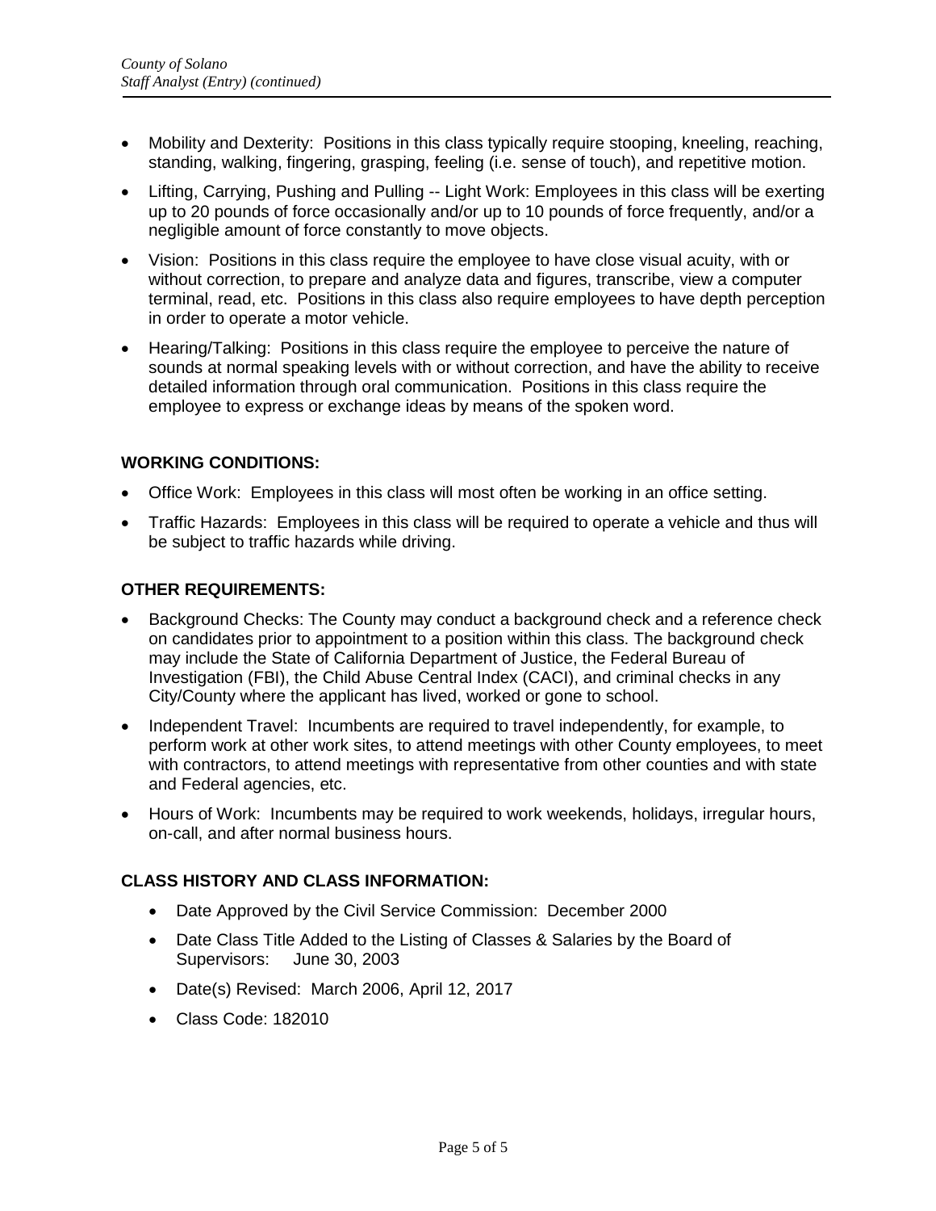- Mobility and Dexterity: Positions in this class typically require stooping, kneeling, reaching, standing, walking, fingering, grasping, feeling (i.e. sense of touch), and repetitive motion.
- Lifting, Carrying, Pushing and Pulling -- Light Work: Employees in this class will be exerting up to 20 pounds of force occasionally and/or up to 10 pounds of force frequently, and/or a negligible amount of force constantly to move objects.
- Vision: Positions in this class require the employee to have close visual acuity, with or without correction, to prepare and analyze data and figures, transcribe, view a computer terminal, read, etc. Positions in this class also require employees to have depth perception in order to operate a motor vehicle.
- Hearing/Talking: Positions in this class require the employee to perceive the nature of sounds at normal speaking levels with or without correction, and have the ability to receive detailed information through oral communication. Positions in this class require the employee to express or exchange ideas by means of the spoken word.

**WORKING CONDITIONS:**

- Office Work: Employees in this class will most often be working in an office setting.
- Traffic Hazards: Employees in this class will be required to operate a vehicle and thus will be subject to traffic hazards while driving.

**OTHER REQUIREMENTS:**

- Background Checks: The County may conduct a background check and a reference check on candidates prior to appointment to a position within this class. The background check may include the State of California Department of Justice, the Federal Bureau of Investigation (FBI), the Child Abuse Central Index (CACI), and criminal checks in any City/County where the applicant has lived, worked or gone to school.
- Independent Travel: Incumbents are required to travel independently, for example, to perform work at other work sites, to attend meetings with other County employees, to meet with contractors, to attend meetings with representative from other counties and with state and Federal agencies, etc.
- Hours of Work: Incumbents may be required to work weekends, holidays, irregular hours, on-call, and after normal business hours.

**CLASS HISTORY AND CLASS INFORMATION:**

- Date Approved by the Civil Service Commission: December 2000
- Date Class Title Added to the Listing of Classes & Salaries by the Board of Supervisors: June 30, 2003
- Date(s) Revised: March 2006, April 12, 2017
- Class Code: 182010